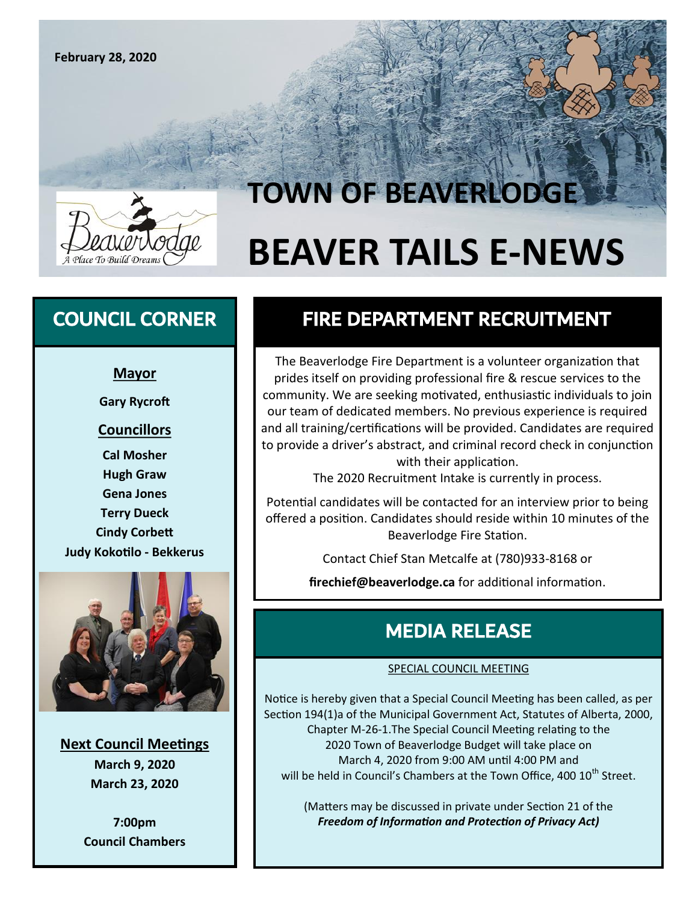**February 28, 2020**

# TOWN OF BEAVERLODGE

# BEAVER TAILS E-NEWS

## COUNCIL CORNER

**Mayor**

**Gary Rycroft**

**Councillors**

**Cal Mosher**
**Hugh Graw**
**Gena Jones**
**Terry Dueck**
**Cindy Corbett**
**Judy Kokotilo - Bekkerus**

**Next Council Meetings**

**March 9, 2020**
**March 23, 2020**

**7:00pm**
**Council Chambers**

## FIRE DEPARTMENT RECRUITMENT

The Beaverlodge Fire Department is a volunteer organization that prides itself on providing professional fire & rescue services to the community. We are seeking motivated, enthusiastic individuals to join our team of dedicated members. No previous experience is required and all training/certifications will be provided. Candidates are required to provide a driver's abstract, and criminal record check in conjunction with their application.

The 2020 Recruitment Intake is currently in process.

Potential candidates will be contacted for an interview prior to being offered a position. Candidates should reside within 10 minutes of the Beaverlodge Fire Station.

Contact Chief Stan Metcalfe at (780)933-8168 or

**firechief@beaverlodge.ca** for additional information.

## MEDIA RELEASE

SPECIAL COUNCIL MEETING

Notice is hereby given that a Special Council Meeting has been called, as per Section 194(1)a of the Municipal Government Act, Statutes of Alberta, 2000, Chapter M-26-1.The Special Council Meeting relating to the 2020 Town of Beaverlodge Budget will take place on March 4, 2020 from 9:00 AM until 4:00 PM and will be held in Council's Chambers at the Town Office, 400 10th Street.

(Matters may be discussed in private under Section 21 of the ***Freedom of Information and Protection of Privacy Act)***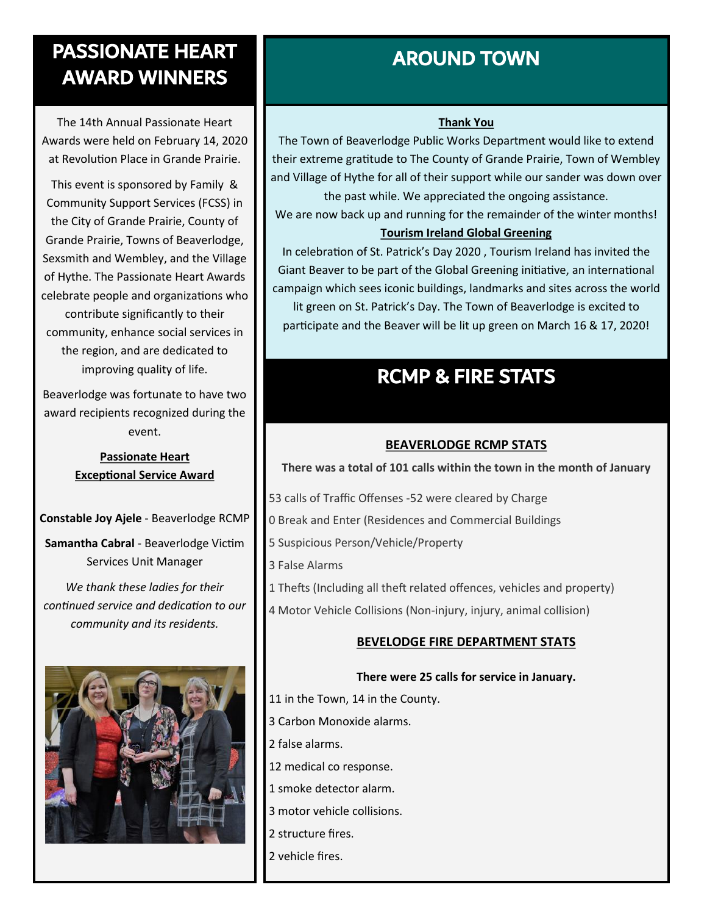# PASSIONATE HEART AWARD WINNERS

The 14th Annual Passionate Heart Awards were held on February 14, 2020 at Revolution Place in Grande Prairie.

This event is sponsored by Family & Community Support Services (FCSS) in the City of Grande Prairie, County of Grande Prairie, Towns of Beaverlodge, Sexsmith and Wembley, and the Village of Hythe. The Passionate Heart Awards celebrate people and organizations who contribute significantly to their community, enhance social services in the region, and are dedicated to improving quality of life.

Beaverlodge was fortunate to have two award recipients recognized during the event.

**Passionate Heart**
**Exceptional Service Award**

**Constable Joy Ajele** - Beaverlodge RCMP

**Samantha Cabral** - Beaverlodge Victim Services Unit Manager

*We thank these ladies for their continued service and dedication to our community and its residents.*

# AROUND TOWN

**Thank You**

The Town of Beaverlodge Public Works Department would like to extend their extreme gratitude to The County of Grande Prairie, Town of Wembley and Village of Hythe for all of their support while our sander was down over the past while. We appreciated the ongoing assistance.

We are now back up and running for the remainder of the winter months!

**Tourism Ireland Global Greening**

In celebration of St. Patrick's Day 2020 , Tourism Ireland has invited the Giant Beaver to be part of the Global Greening initiative, an international campaign which sees iconic buildings, landmarks and sites across the world lit green on St. Patrick's Day. The Town of Beaverlodge is excited to participate and the Beaver will be lit up green on March 16 & 17, 2020!

# RCMP & FIRE STATS

**BEAVERLODGE RCMP STATS**

**There was a total of 101 calls within the town in the month of January**

53 calls of Traffic Offenses -52 were cleared by Charge

0 Break and Enter (Residences and Commercial Buildings

5 Suspicious Person/Vehicle/Property

3 False Alarms

1 Thefts (Including all theft related offences, vehicles and property)

4 Motor Vehicle Collisions (Non-injury, injury, animal collision)

**BEVELODGE FIRE DEPARTMENT STATS**

**There were 25 calls for service in January.**

11 in the Town, 14 in the County.

3 Carbon Monoxide alarms.

2 false alarms.

12 medical co response.

1 smoke detector alarm.

3 motor vehicle collisions.

2 structure fires.

2 vehicle fires.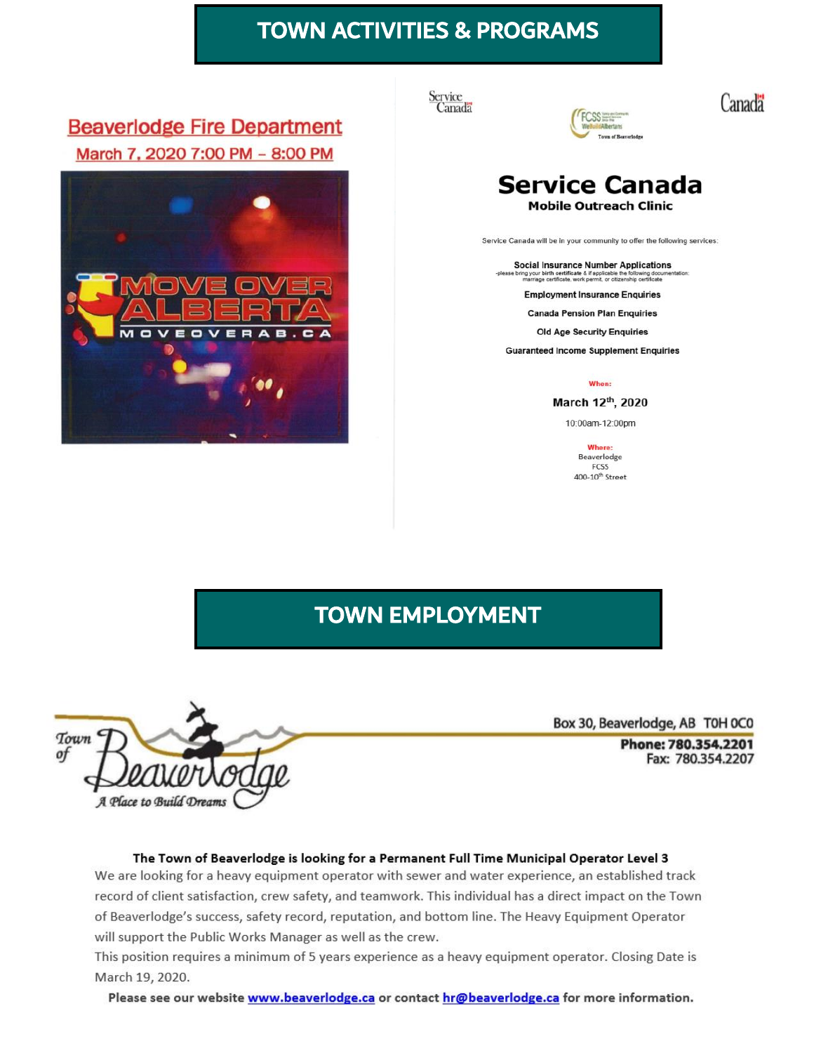# TOWN ACTIVITIES & PROGRAMS

## Beaverlodge Fire Department

March 7, 2020 7:00 PM – 8:00 PM

MOVE OVER ALBERTA

MOVEOVERAB.CA

## Service Canada

**Mobile Outreach Clinic**

Service Canada will be in your community to offer the following services:

**Social Insurance Number Applications**
-please bring your birth certificate & if applicable the following documentation: marriage certificate, work permit, or citizenship certificate

**Employment Insurance Enquiries**

**Canada Pension Plan Enquiries**

**Old Age Security Enquiries**

**Guaranteed Income Supplement Enquiries**

**When:**

**March 12th, 2020**

10:00am-12:00pm

**Where:**
Beaverlodge
FCSS
400-10th Street

# TOWN EMPLOYMENT

Town of Beaverlodge
*A Place to Build Dreams*

Box 30, Beaverlodge, AB T0H 0C0
**Phone: 780.354.2201**
Fax: 780.354.2207

**The Town of Beaverlodge is looking for a Permanent Full Time Municipal Operator Level 3**

We are looking for a heavy equipment operator with sewer and water experience, an established track record of client satisfaction, crew safety, and teamwork. This individual has a direct impact on the Town of Beaverlodge's success, safety record, reputation, and bottom line. The Heavy Equipment Operator will support the Public Works Manager as well as the crew.

This position requires a minimum of 5 years experience as a heavy equipment operator. Closing Date is March 19, 2020.

**Please see our website www.beaverlodge.ca or contact hr@beaverlodge.ca for more information.**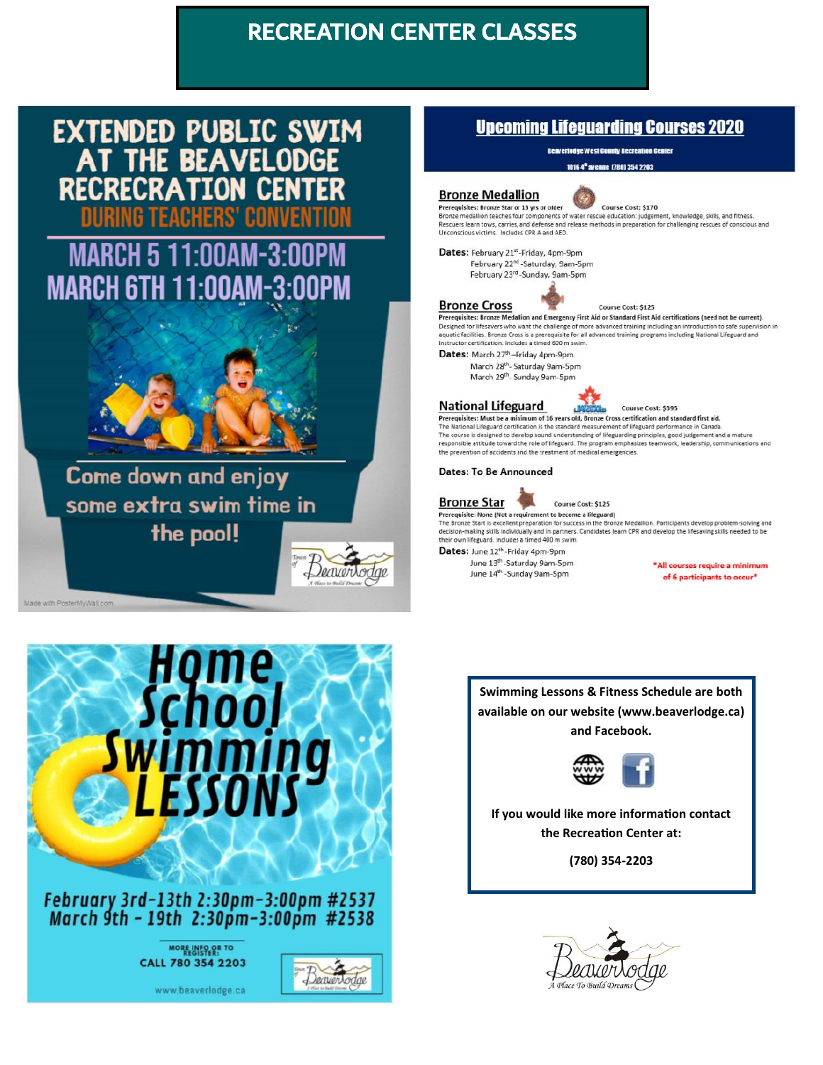# RECREATION CENTER CLASSES

## EXTENDED PUBLIC SWIM AT THE BEAVELODGE RECRECRATION CENTER

DURING TEACHERS' CONVENTION

MARCH 5 11:00AM-3:00PM

MARCH 6TH 11:00AM-3:00PM

Come down and enjoy some extra swim time in the pool!

Made with PosterMyWall.com

## Upcoming Lifeguarding Courses 2020

Beaverlodge West County Recreation Center

1016 4th avenue (780) 354 2203

### Bronze Medallion

**Prerequisites: Bronze Star or 13 yrs or older** Course Cost: $170

Bronze medallion teaches four components of water rescue education: judgement, knowledge, skills, and fitness. Rescuers learn tows, carries, and defense and release methods in preparation for challenging rescues of conscious and Unconscious victims. Includes CPR A and AED.

**Dates:** February 21st-Friday, 4pm-9pm
February 22nd -Saturday, 9am-5pm
February 23rd-Sunday, 9am-5pm

### Bronze Cross

Course Cost: $125

**Prerequisites: Bronze Medallion and Emergency First Aid or Standard First Aid certifications (need not be current).**
Designed for lifesavers who want the challenge of more advanced training including an introduction to safe supervision in aquatic facilities. Bronze Cross is a prerequisite for all advanced training programs including National Lifeguard and Instructor certification. Includes a timed 600 m swim.

**Dates:** March 27th –Friday 4pm-9pm
March 28th- Saturday 9am-5pm
March 29th- Sunday 9am-5pm

### National Lifeguard

Course Cost: $395

**Prerequisites: Must be a minimum of 16 years old, Bronze Cross certification and standard first aid.**
The National Lifeguard certification is the standard measurement of lifeguard performance in Canada.
The course is designed to develop sound understanding of lifeguarding principles, good judgement and a mature responsible attitude toward the role of lifeguard. The program emphasizes teamwork, leadership, communications and the prevention of accidents and the treatment of medical emergencies.

**Dates:** To Be Announced

### Bronze Star

Course Cost: $125

**Prerequisite: None (Not a requirement to become a lifeguard)**
The Bronze Start is excellent preparation for success in the Bronze Medallion. Participants develop problem-solving and decision-making skills individually and in partners. Candidates learn CPR and develop the lifesaving skills needed to be their own lifeguard. Includes a timed 400 m swim.

**Dates:** June 12th-Friday 4pm-9pm
June 13th-Saturday 9am-5pm
June 14th -Sunday 9am-5pm

*All courses require a minimum of 6 participants to occur*

## Home School Swimming LESSONS

February 3rd-13th 2:30pm-3:00pm #2537
March 9th - 19th 2:30pm-3:00pm #2538

MORE INFO OR TO REGISTER:
CALL 780 354 2203

www.beaverlodge.ca

**Swimming Lessons & Fitness Schedule are both available on our website (www.beaverlodge.ca) and Facebook.**

**If you would like more information contact the Recreation Center at:**

**(780) 354-2203**

Beaverlodge
A Place To Build Dreams